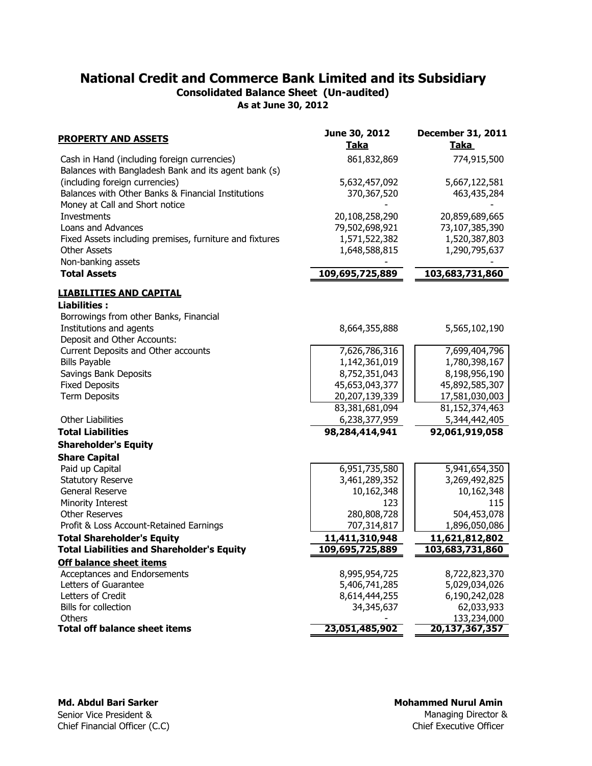# National Credit and Commerce Bank Limited and its Subsidiary

## Consolidated Balance Sheet (Un-audited)

### As at June 30, 2012

| PROPERTY AND ASSETS | June 30, 2012 Taka | December 31, 2011 Taka |
|---|---|---|
| Cash in Hand (including foreign currencies) | 861,832,869 | 774,915,500 |
| Balances with Bangladesh Bank and its agent bank (s) (including foreign currencies) | 5,632,457,092 | 5,667,122,581 |
| Balances with Other Banks & Financial Institutions | 370,367,520 | 463,435,284 |
| Money at Call and Short notice | - | - |
| Investments | 20,108,258,290 | 20,859,689,665 |
| Loans and Advances | 79,502,698,921 | 73,107,385,390 |
| Fixed Assets including premises, furniture and fixtures | 1,571,522,382 | 1,520,387,803 |
| Other Assets | 1,648,588,815 | 1,290,795,637 |
| Non-banking assets | - | - |
| **Total Assets** | **109,695,725,889** | **103,683,731,860** |
| **LIABILITIES AND CAPITAL** | | |
| **Liabilities :** | | |
| Borrowings from other Banks, Financial Institutions and agents | 8,664,355,888 | 5,565,102,190 |
| Deposit and Other Accounts: | | |
| Current Deposits and Other accounts | 7,626,786,316 | 7,699,404,796 |
| Bills Payable | 1,142,361,019 | 1,780,398,167 |
| Savings Bank Deposits | 8,752,351,043 | 8,198,956,190 |
| Fixed Deposits | 45,653,043,377 | 45,892,585,307 |
| Term Deposits | 20,207,139,339 | 17,581,030,003 |
| | 83,381,681,094 | 81,152,374,463 |
| Other Liabilities | 6,238,377,959 | 5,344,442,405 |
| **Total Liabilities** | **98,284,414,941** | **92,061,919,058** |
| **Shareholder's Equity** | | |
| **Share Capital** | | |
| Paid up Capital | 6,951,735,580 | 5,941,654,350 |
| Statutory Reserve | 3,461,289,352 | 3,269,492,825 |
| General Reserve | 10,162,348 | 10,162,348 |
| Minority Interest | 123 | 115 |
| Other Reserves | 280,808,728 | 504,453,078 |
| Profit & Loss Account-Retained Earnings | 707,314,817 | 1,896,050,086 |
| **Total Shareholder's Equity** | **11,411,310,948** | **11,621,812,802** |
| **Total Liabilities and Shareholder's Equity** | **109,695,725,889** | **103,683,731,860** |
| **Off balance sheet items** | | |
| Acceptances and Endorsements | 8,995,954,725 | 8,722,823,370 |
| Letters of Guarantee | 5,406,741,285 | 5,029,034,026 |
| Letters of Credit | 8,614,444,255 | 6,190,242,028 |
| Bills for collection | 34,345,637 | 62,033,933 |
| Others | - | 133,234,000 |
| **Total off balance sheet items** | **23,051,485,902** | **20,137,367,357** |

**Md. Abdul Bari Sarker**
Senior Vice President &
Chief Financial Officer (C.C)

**Mohammed Nurul Amin**
Managing Director &
Chief Executive Officer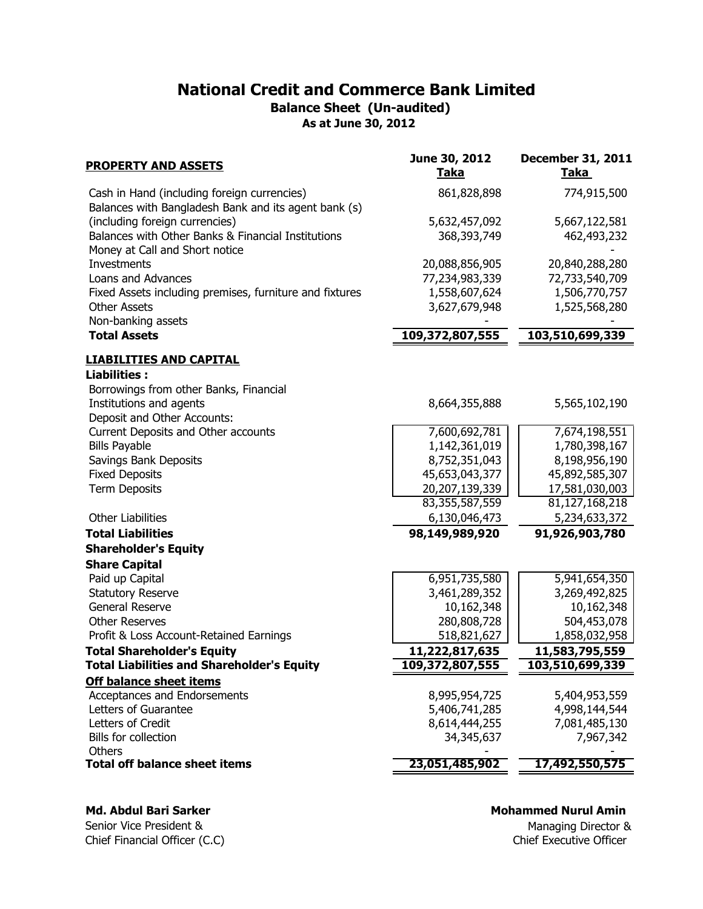# National Credit and Commerce Bank Limited

## Balance Sheet (Un-audited)

### As at June 30, 2012

| PROPERTY AND ASSETS | June 30, 2012 Taka | December 31, 2011 Taka |
|---|---|---|
| Cash in Hand (including foreign currencies) | 861,828,898 | 774,915,500 |
| Balances with Bangladesh Bank and its agent bank (s) (including foreign currencies) | 5,632,457,092 | 5,667,122,581 |
| Balances with Other Banks & Financial Institutions | 368,393,749 | 462,493,232 |
| Money at Call and Short notice | | - |
| Investments | 20,088,856,905 | 20,840,288,280 |
| Loans and Advances | 77,234,983,339 | 72,733,540,709 |
| Fixed Assets including premises, furniture and fixtures | 1,558,607,624 | 1,506,770,757 |
| Other Assets | 3,627,679,948 | 1,525,568,280 |
| Non-banking assets | - | - |
| **Total Assets** | **109,372,807,555** | **103,510,699,339** |
| **LIABILITIES AND CAPITAL** | | |
| **Liabilities :** | | |
| Borrowings from other Banks, Financial Institutions and agents | 8,664,355,888 | 5,565,102,190 |
| Deposit and Other Accounts: | | |
| Current Deposits and Other accounts | 7,600,692,781 | 7,674,198,551 |
| Bills Payable | 1,142,361,019 | 1,780,398,167 |
| Savings Bank Deposits | 8,752,351,043 | 8,198,956,190 |
| Fixed Deposits | 45,653,043,377 | 45,892,585,307 |
| Term Deposits | 20,207,139,339 | 17,581,030,003 |
| | 83,355,587,559 | 81,127,168,218 |
| Other Liabilities | 6,130,046,473 | 5,234,633,372 |
| **Total Liabilities** | **98,149,989,920** | **91,926,903,780** |
| **Shareholder's Equity** | | |
| **Share Capital** | | |
| Paid up Capital | 6,951,735,580 | 5,941,654,350 |
| Statutory Reserve | 3,461,289,352 | 3,269,492,825 |
| General Reserve | 10,162,348 | 10,162,348 |
| Other Reserves | 280,808,728 | 504,453,078 |
| Profit & Loss Account-Retained Earnings | 518,821,627 | 1,858,032,958 |
| **Total Shareholder's Equity** | **11,222,817,635** | **11,583,795,559** |
| **Total Liabilities and Shareholder's Equity** | **109,372,807,555** | **103,510,699,339** |
| **Off balance sheet items** | | |
| Acceptances and Endorsements | 8,995,954,725 | 5,404,953,559 |
| Letters of Guarantee | 5,406,741,285 | 4,998,144,544 |
| Letters of Credit | 8,614,444,255 | 7,081,485,130 |
| Bills for collection | 34,345,637 | 7,967,342 |
| Others | - | - |
| **Total off balance sheet items** | **23,051,485,902** | **17,492,550,575** |

**Md. Abdul Bari Sarker**
Senior Vice President &
Chief Financial Officer (C.C)

**Mohammed Nurul Amin**
Managing Director &
Chief Executive Officer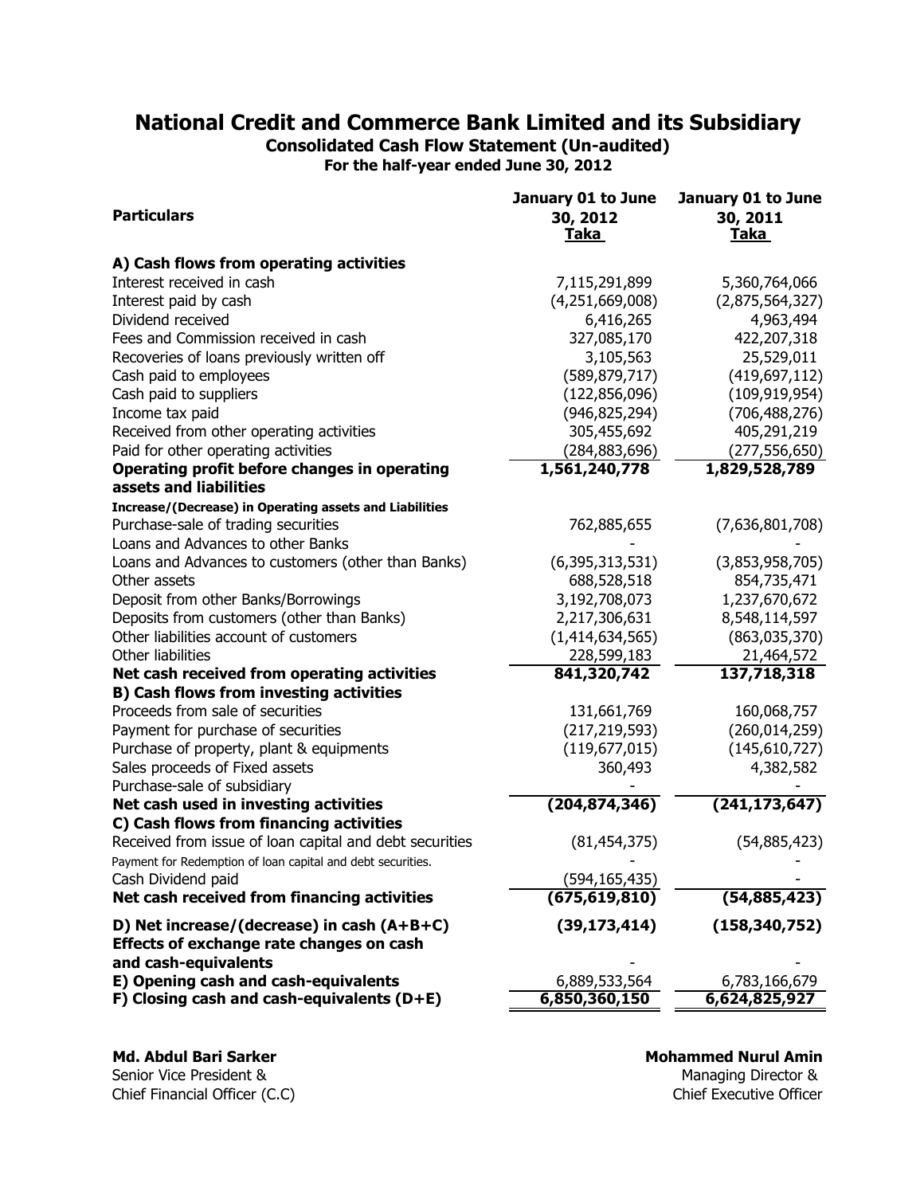# National Credit and Commerce Bank Limited and its Subsidiary

**Consolidated Cash Flow Statement (Un-audited)**

**For the half-year ended June 30, 2012**

| Particulars | January 01 to June 30, 2012 Taka | January 01 to June 30, 2011 Taka |
|---|---|---|
| **A) Cash flows from operating activities** | | |
| Interest received in cash | 7,115,291,899 | 5,360,764,066 |
| Interest paid by cash | (4,251,669,008) | (2,875,564,327) |
| Dividend received | 6,416,265 | 4,963,494 |
| Fees and Commission received in cash | 327,085,170 | 422,207,318 |
| Recoveries of loans previously written off | 3,105,563 | 25,529,011 |
| Cash paid to employees | (589,879,717) | (419,697,112) |
| Cash paid to suppliers | (122,856,096) | (109,919,954) |
| Income tax paid | (946,825,294) | (706,488,276) |
| Received from other operating activities | 305,455,692 | 405,291,219 |
| Paid for other operating activities | (284,883,696) | (277,556,650) |
| **Operating profit before changes in operating assets and liabilities** | **1,561,240,778** | **1,829,528,789** |
| **Increase/(Decrease) in Operating assets and Liabilities** | | |
| Purchase-sale of trading securities | 762,885,655 | (7,636,801,708) |
| Loans and Advances to other Banks | - | - |
| Loans and Advances to customers (other than Banks) | (6,395,313,531) | (3,853,958,705) |
| Other assets | 688,528,518 | 854,735,471 |
| Deposit from other Banks/Borrowings | 3,192,708,073 | 1,237,670,672 |
| Deposits from customers (other than Banks) | 2,217,306,631 | 8,548,114,597 |
| Other liabilities account of customers | (1,414,634,565) | (863,035,370) |
| Other liabilities | 228,599,183 | 21,464,572 |
| **Net cash received from operating activities** | **841,320,742** | **137,718,318** |
| **B) Cash flows from investing activities** | | |
| Proceeds from sale of securities | 131,661,769 | 160,068,757 |
| Payment for purchase of securities | (217,219,593) | (260,014,259) |
| Purchase of property, plant & equipments | (119,677,015) | (145,610,727) |
| Sales proceeds of Fixed assets | 360,493 | 4,382,582 |
| Purchase-sale of subsidiary | - | - |
| **Net cash used in investing activities** | **(204,874,346)** | **(241,173,647)** |
| **C) Cash flows from financing activities** | | |
| Received from issue of loan capital and debt securities | (81,454,375) | (54,885,423) |
| Payment for Redemption of loan capital and debt securities. | - | - |
| Cash Dividend paid | (594,165,435) | - |
| **Net cash received from financing activities** | **(675,619,810)** | **(54,885,423)** |
| **D) Net increase/(decrease) in cash (A+B+C)** | **(39,173,414)** | **(158,340,752)** |
| **Effects of exchange rate changes on cash and cash-equivalents** | - | - |
| **E) Opening cash and cash-equivalents** | 6,889,533,564 | 6,783,166,679 |
| **F) Closing cash and cash-equivalents (D+E)** | **6,850,360,150** | **6,624,825,927** |

**Md. Abdul Bari Sarker**
Senior Vice President &
Chief Financial Officer (C.C)

**Mohammed Nurul Amin**
Managing Director &
Chief Executive Officer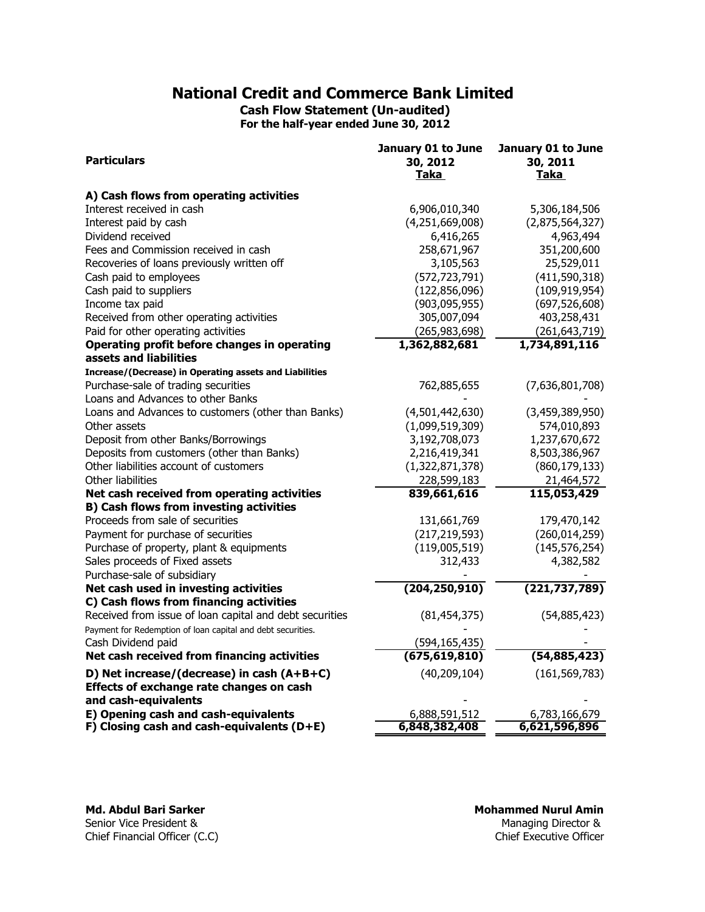# National Credit and Commerce Bank Limited

**Cash Flow Statement (Un-audited)**
**For the half-year ended June 30, 2012**

| Particulars | January 01 to June 30, 2012 Taka | January 01 to June 30, 2011 Taka |
|---|---|---|
| **A) Cash flows from operating activities** | | |
| Interest received in cash | 6,906,010,340 | 5,306,184,506 |
| Interest paid by cash | (4,251,669,008) | (2,875,564,327) |
| Dividend received | 6,416,265 | 4,963,494 |
| Fees and Commission received in cash | 258,671,967 | 351,200,600 |
| Recoveries of loans previously written off | 3,105,563 | 25,529,011 |
| Cash paid to employees | (572,723,791) | (411,590,318) |
| Cash paid to suppliers | (122,856,096) | (109,919,954) |
| Income tax paid | (903,095,955) | (697,526,608) |
| Received from other operating activities | 305,007,094 | 403,258,431 |
| Paid for other operating activities | (265,983,698) | (261,643,719) |
| **Operating profit before changes in operating assets and liabilities** | **1,362,882,681** | **1,734,891,116** |
| **Increase/(Decrease) in Operating assets and Liabilities** | | |
| Purchase-sale of trading securities | 762,885,655 | (7,636,801,708) |
| Loans and Advances to other Banks | - | - |
| Loans and Advances to customers (other than Banks) | (4,501,442,630) | (3,459,389,950) |
| Other assets | (1,099,519,309) | 574,010,893 |
| Deposit from other Banks/Borrowings | 3,192,708,073 | 1,237,670,672 |
| Deposits from customers (other than Banks) | 2,216,419,341 | 8,503,386,967 |
| Other liabilities account of customers | (1,322,871,378) | (860,179,133) |
| Other liabilities | 228,599,183 | 21,464,572 |
| **Net cash received from operating activities** | **839,661,616** | **115,053,429** |
| **B) Cash flows from investing activities** | | |
| Proceeds from sale of securities | 131,661,769 | 179,470,142 |
| Payment for purchase of securities | (217,219,593) | (260,014,259) |
| Purchase of property, plant & equipments | (119,005,519) | (145,576,254) |
| Sales proceeds of Fixed assets | 312,433 | 4,382,582 |
| Purchase-sale of subsidiary | - | - |
| **Net cash used in investing activities** | **(204,250,910)** | **(221,737,789)** |
| **C) Cash flows from financing activities** | | |
| Received from issue of loan capital and debt securities | (81,454,375) | (54,885,423) |
| Payment for Redemption of loan capital and debt securities. | - | - |
| Cash Dividend paid | (594,165,435) | - |
| **Net cash received from financing activities** | **(675,619,810)** | **(54,885,423)** |
| **D) Net increase/(decrease) in cash (A+B+C)** | (40,209,104) | (161,569,783) |
| **Effects of exchange rate changes on cash and cash-equivalents** | - | - |
| **E) Opening cash and cash-equivalents** | 6,888,591,512 | 6,783,166,679 |
| **F) Closing cash and cash-equivalents (D+E)** | **6,848,382,408** | **6,621,596,896** |

**Md. Abdul Bari Sarker**
Senior Vice President &
Chief Financial Officer (C.C)

**Mohammed Nurul Amin**
Managing Director &
Chief Executive Officer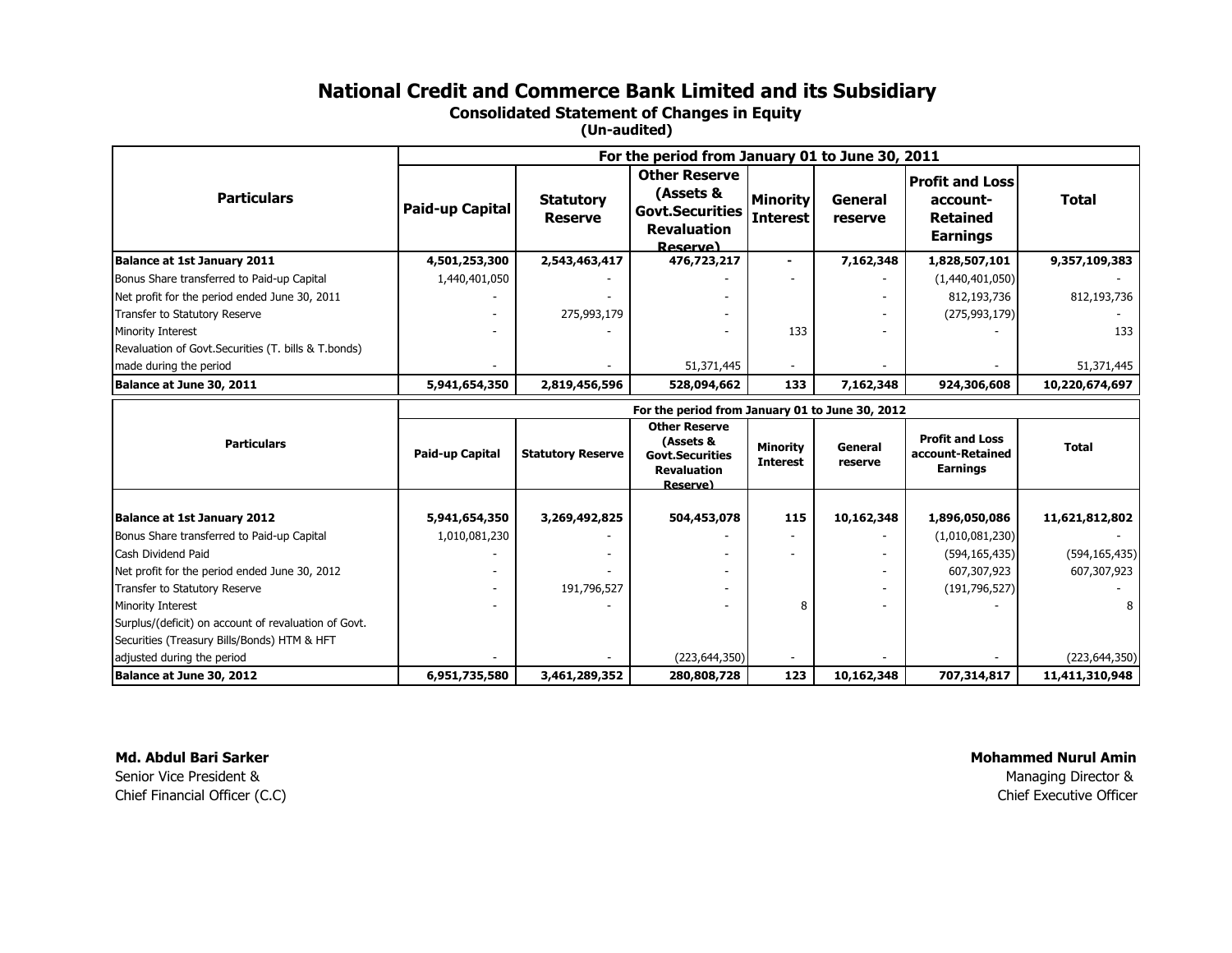# National Credit and Commerce Bank Limited and its Subsidiary

## Consolidated Statement of Changes in Equity

### (Un-audited)

| Particulars | For the period from January 01 to June 30, 2011 | | | | | | |
|---|---|---|---|---|---|---|---|
| | **Paid-up Capital** | **Statutory Reserve** | **Other Reserve (Assets & Govt.Securities Revaluation Reserve)** | **Minority Interest** | **General reserve** | **Profit and Loss account-Retained Earnings** | **Total** |
| **Balance at 1st January 2011** | **4,501,253,300** | **2,543,463,417** | **476,723,217** | **-** | **7,162,348** | **1,828,507,101** | **9,357,109,383** |
| Bonus Share transferred to Paid-up Capital | 1,440,401,050 | - | - | - | - | (1,440,401,050) | - |
| Net profit for the period ended June 30, 2011 | - | - | - | - | - | 812,193,736 | 812,193,736 |
| Transfer to Statutory Reserve | - | 275,993,179 | - | | - | (275,993,179) | - |
| Minority Interest | - | - | - | 133 | - | - | 133 |
| Revaluation of Govt.Securities (T. bills & T.bonds) made during the period | - | - | 51,371,445 | - | - | - | 51,371,445 |
| **Balance at June 30, 2011** | **5,941,654,350** | **2,819,456,596** | **528,094,662** | **133** | **7,162,348** | **924,306,608** | **10,220,674,697** |

| Particulars | For the period from January 01 to June 30, 2012 | | | | | | |
|---|---|---|---|---|---|---|---|
| | **Paid-up Capital** | **Statutory Reserve** | **Other Reserve (Assets & Govt.Securities Revaluation Reserve)** | **Minority Interest** | **General reserve** | **Profit and Loss account-Retained Earnings** | **Total** |
| **Balance at 1st January 2012** | **5,941,654,350** | **3,269,492,825** | **504,453,078** | **115** | **10,162,348** | **1,896,050,086** | **11,621,812,802** |
| Bonus Share transferred to Paid-up Capital | 1,010,081,230 | - | - | - | - | (1,010,081,230) | - |
| Cash Dividend Paid | - | - | - | - | - | (594,165,435) | (594,165,435) |
| Net profit for the period ended June 30, 2012 | - | - | - | | - | 607,307,923 | 607,307,923 |
| Transfer to Statutory Reserve | - | 191,796,527 | - | | - | (191,796,527) | - |
| Minority Interest | - | - | - | 8 | - | - | 8 |
| Surplus/(deficit) on account of revaluation of Govt. Securities (Treasury Bills/Bonds) HTM & HFT adjusted during the period | - | - | (223,644,350) | - | - | - | (223,644,350) |
| **Balance at June 30, 2012** | **6,951,735,580** | **3,461,289,352** | **280,808,728** | **123** | **10,162,348** | **707,314,817** | **11,411,310,948** |

**Md. Abdul Bari Sarker**
Senior Vice President &
Chief Financial Officer (C.C)

**Mohammed Nurul Amin**
Managing Director &
Chief Executive Officer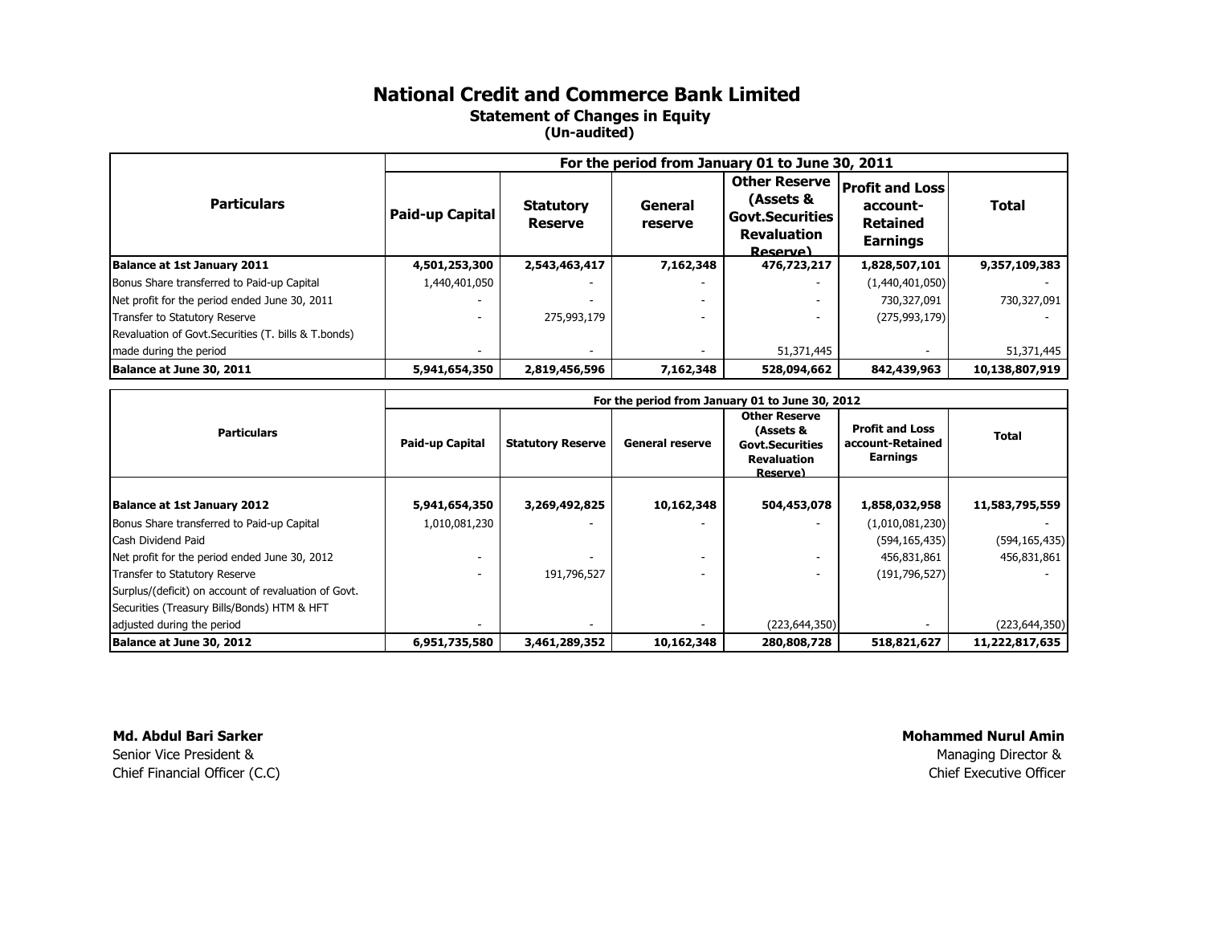# National Credit and Commerce Bank Limited

## Statement of Changes in Equity

### (Un-audited)

| Particulars | For the period from January 01 to June 30, 2011 | | | | | |
|---|---|---|---|---|---|---|
| | Paid-up Capital | Statutory Reserve | General reserve | Other Reserve (Assets & Govt.Securities Revaluation Reserve) | Profit and Loss account-Retained Earnings | Total |
| **Balance at 1st January 2011** | **4,501,253,300** | **2,543,463,417** | **7,162,348** | **476,723,217** | **1,828,507,101** | **9,357,109,383** |
| Bonus Share transferred to Paid-up Capital | 1,440,401,050 | - | - | - | (1,440,401,050) | - |
| Net profit for the period ended June 30, 2011 | - | - | - | - | 730,327,091 | 730,327,091 |
| Transfer to Statutory Reserve | - | 275,993,179 | - | - | (275,993,179) | - |
| Revaluation of Govt.Securities (T. bills & T.bonds) made during the period | - | - | - | 51,371,445 | - | 51,371,445 |
| **Balance at June 30, 2011** | **5,941,654,350** | **2,819,456,596** | **7,162,348** | **528,094,662** | **842,439,963** | **10,138,807,919** |

| Particulars | For the period from January 01 to June 30, 2012 | | | | | |
|---|---|---|---|---|---|---|
| | Paid-up Capital | Statutory Reserve | General reserve | Other Reserve (Assets & Govt.Securities Revaluation Reserve) | Profit and Loss account-Retained Earnings | Total |
| **Balance at 1st January 2012** | **5,941,654,350** | **3,269,492,825** | **10,162,348** | **504,453,078** | **1,858,032,958** | **11,583,795,559** |
| Bonus Share transferred to Paid-up Capital | 1,010,081,230 | - | - | - | (1,010,081,230) | - |
| Cash Dividend Paid | | | | | (594,165,435) | (594,165,435) |
| Net profit for the period ended June 30, 2012 | - | - | - | - | 456,831,861 | 456,831,861 |
| Transfer to Statutory Reserve | - | 191,796,527 | - | - | (191,796,527) | - |
| Surplus/(deficit) on account of revaluation of Govt. Securities (Treasury Bills/Bonds) HTM & HFT adjusted during the period | - | - | - | (223,644,350) | - | (223,644,350) |
| **Balance at June 30, 2012** | **6,951,735,580** | **3,461,289,352** | **10,162,348** | **280,808,728** | **518,821,627** | **11,222,817,635** |

**Md. Abdul Bari Sarker**
Senior Vice President &
Chief Financial Officer (C.C)

**Mohammed Nurul Amin**
Managing Director &
Chief Executive Officer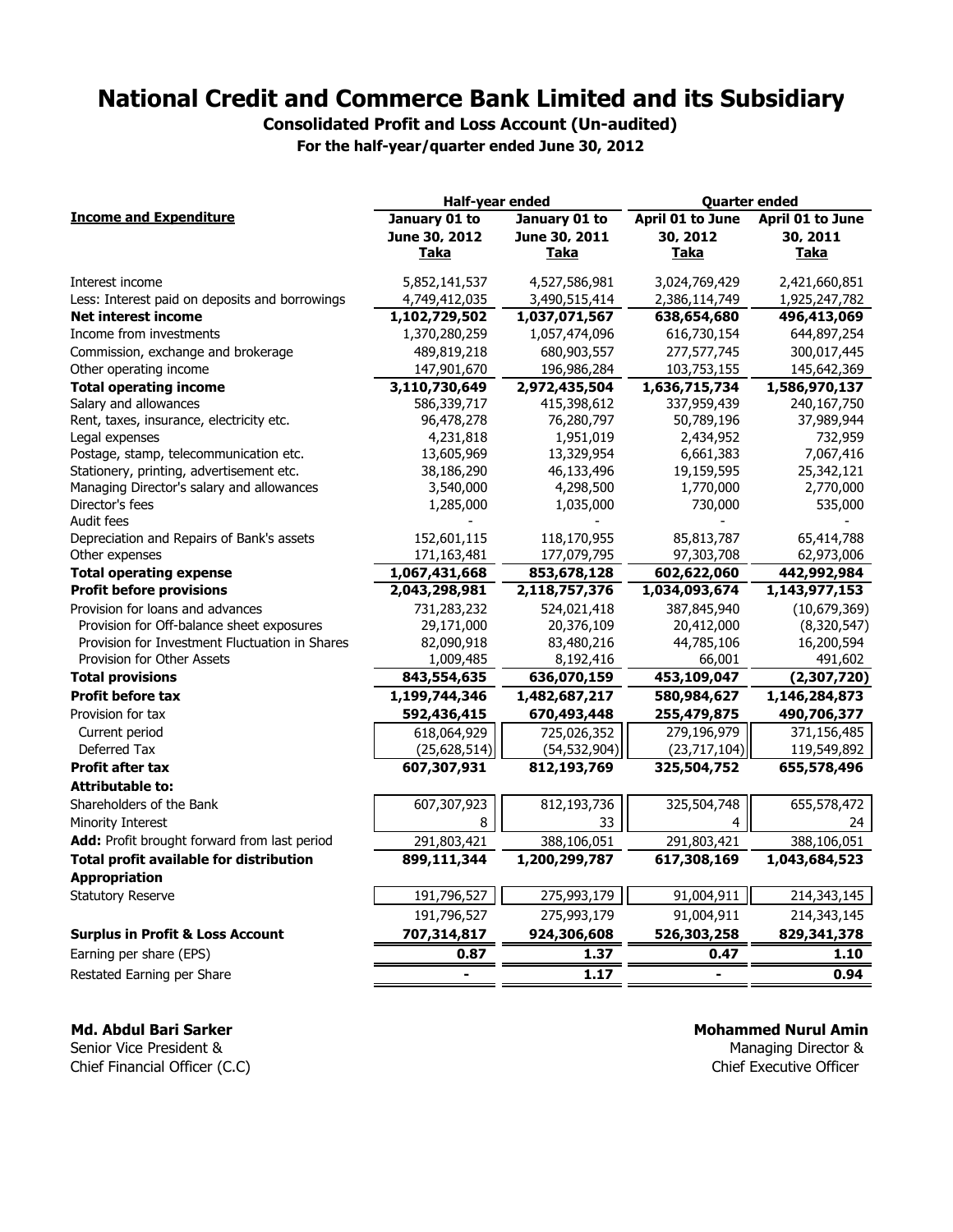# National Credit and Commerce Bank Limited and its Subsidiary

**Consolidated Profit and Loss Account (Un-audited)**

**For the half-year/quarter ended June 30, 2012**

| Income and Expenditure | Half-year ended | | Quarter ended | |
|---|---|---|---|---|
| | January 01 to June 30, 2012 Taka | January 01 to June 30, 2011 Taka | April 01 to June 30, 2012 Taka | April 01 to June 30, 2011 Taka |
| Interest income | 5,852,141,537 | 4,527,586,981 | 3,024,769,429 | 2,421,660,851 |
| Less: Interest paid on deposits and borrowings | 4,749,412,035 | 3,490,515,414 | 2,386,114,749 | 1,925,247,782 |
| **Net interest income** | **1,102,729,502** | **1,037,071,567** | **638,654,680** | **496,413,069** |
| Income from investments | 1,370,280,259 | 1,057,474,096 | 616,730,154 | 644,897,254 |
| Commission, exchange and brokerage | 489,819,218 | 680,903,557 | 277,577,745 | 300,017,445 |
| Other operating income | 147,901,670 | 196,986,284 | 103,753,155 | 145,642,369 |
| **Total operating income** | **3,110,730,649** | **2,972,435,504** | **1,636,715,734** | **1,586,970,137** |
| Salary and allowances | 586,339,717 | 415,398,612 | 337,959,439 | 240,167,750 |
| Rent, taxes, insurance, electricity etc. | 96,478,278 | 76,280,797 | 50,789,196 | 37,989,944 |
| Legal expenses | 4,231,818 | 1,951,019 | 2,434,952 | 732,959 |
| Postage, stamp, telecommunication etc. | 13,605,969 | 13,329,954 | 6,661,383 | 7,067,416 |
| Stationery, printing, advertisement etc. | 38,186,290 | 46,133,496 | 19,159,595 | 25,342,121 |
| Managing Director's salary and allowances | 3,540,000 | 4,298,500 | 1,770,000 | 2,770,000 |
| Director's fees | 1,285,000 | 1,035,000 | 730,000 | 535,000 |
| Audit fees | - | - | - | - |
| Depreciation and Repairs of Bank's assets | 152,601,115 | 118,170,955 | 85,813,787 | 65,414,788 |
| Other expenses | 171,163,481 | 177,079,795 | 97,303,708 | 62,973,006 |
| **Total operating expense** | **1,067,431,668** | **853,678,128** | **602,622,060** | **442,992,984** |
| **Profit before provisions** | **2,043,298,981** | **2,118,757,376** | **1,034,093,674** | **1,143,977,153** |
| Provision for loans and advances | 731,283,232 | 524,021,418 | 387,845,940 | (10,679,369) |
| Provision for Off-balance sheet exposures | 29,171,000 | 20,376,109 | 20,412,000 | (8,320,547) |
| Provision for Investment Fluctuation in Shares | 82,090,918 | 83,480,216 | 44,785,106 | 16,200,594 |
| Provision for Other Assets | 1,009,485 | 8,192,416 | 66,001 | 491,602 |
| **Total provisions** | **843,554,635** | **636,070,159** | **453,109,047** | **(2,307,720)** |
| **Profit before tax** | **1,199,744,346** | **1,482,687,217** | **580,984,627** | **1,146,284,873** |
| Provision for tax | **592,436,415** | **670,493,448** | **255,479,875** | **490,706,377** |
| Current period | 618,064,929 | 725,026,352 | 279,196,979 | 371,156,485 |
| Deferred Tax | (25,628,514) | (54,532,904) | (23,717,104) | 119,549,892 |
| **Profit after tax** | **607,307,931** | **812,193,769** | **325,504,752** | **655,578,496** |
| **Attributable to:** | | | | |
| Shareholders of the Bank | 607,307,923 | 812,193,736 | 325,504,748 | 655,578,472 |
| Minority Interest | 8 | 33 | 4 | 24 |
| **Add:** Profit brought forward from last period | 291,803,421 | 388,106,051 | 291,803,421 | 388,106,051 |
| **Total profit available for distribution** | **899,111,344** | **1,200,299,787** | **617,308,169** | **1,043,684,523** |
| **Appropriation** | | | | |
| Statutory Reserve | 191,796,527 | 275,993,179 | 91,004,911 | 214,343,145 |
| | 191,796,527 | 275,993,179 | 91,004,911 | 214,343,145 |
| **Surplus in Profit & Loss Account** | **707,314,817** | **924,306,608** | **526,303,258** | **829,341,378** |
| Earning per share (EPS) | **0.87** | **1.37** | **0.47** | **1.10** |
| Restated Earning per Share | **-** | **1.17** | **-** | **0.94** |

**Md. Abdul Bari Sarker**
Senior Vice President &
Chief Financial Officer (C.C)

**Mohammed Nurul Amin**
Managing Director &
Chief Executive Officer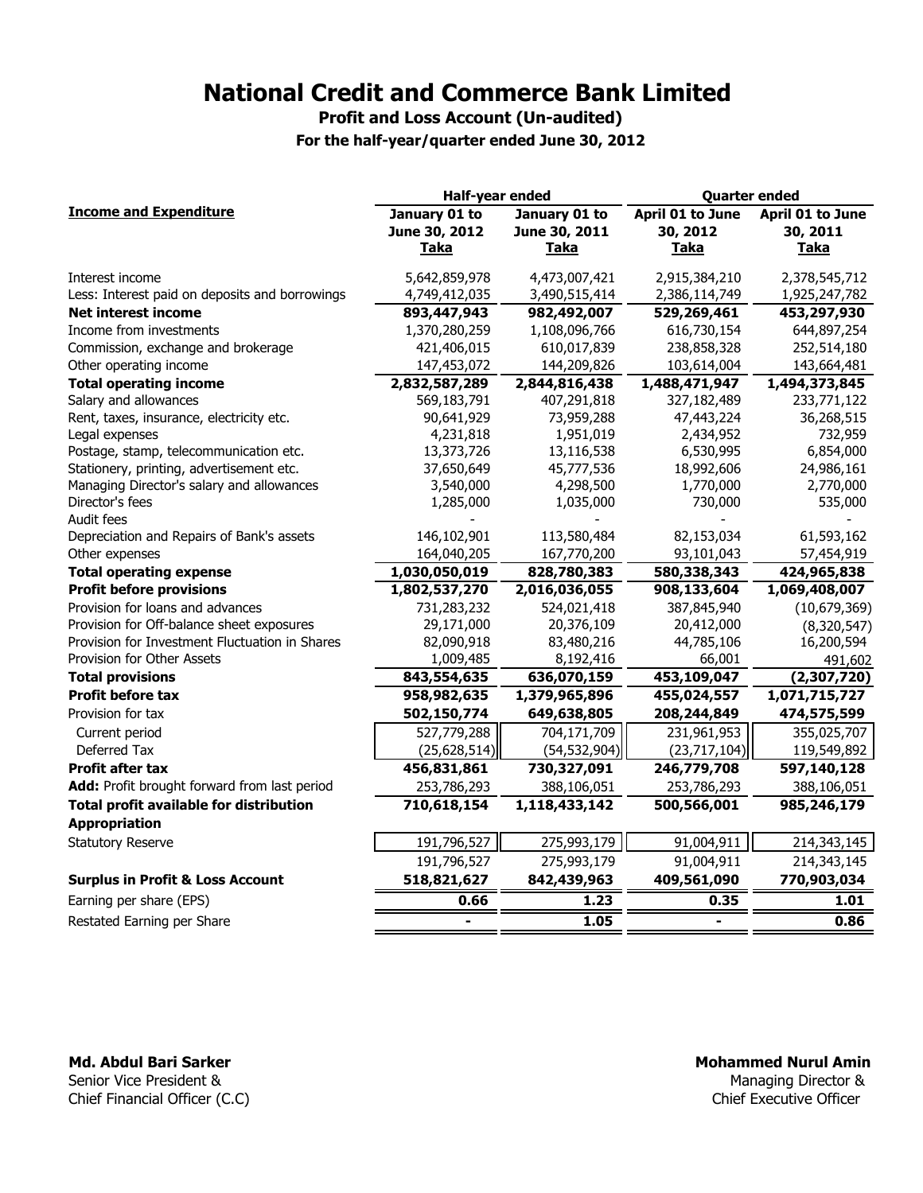# National Credit and Commerce Bank Limited

**Profit and Loss Account (Un-audited)**

**For the half-year/quarter ended June 30, 2012**

| Income and Expenditure | Half-year ended | | Quarter ended | |
|---|---|---|---|---|
| | January 01 to June 30, 2012 Taka | January 01 to June 30, 2011 Taka | April 01 to June 30, 2012 Taka | April 01 to June 30, 2011 Taka |
| Interest income | 5,642,859,978 | 4,473,007,421 | 2,915,384,210 | 2,378,545,712 |
| Less: Interest paid on deposits and borrowings | 4,749,412,035 | 3,490,515,414 | 2,386,114,749 | 1,925,247,782 |
| **Net interest income** | **893,447,943** | **982,492,007** | **529,269,461** | **453,297,930** |
| Income from investments | 1,370,280,259 | 1,108,096,766 | 616,730,154 | 644,897,254 |
| Commission, exchange and brokerage | 421,406,015 | 610,017,839 | 238,858,328 | 252,514,180 |
| Other operating income | 147,453,072 | 144,209,826 | 103,614,004 | 143,664,481 |
| **Total operating income** | **2,832,587,289** | **2,844,816,438** | **1,488,471,947** | **1,494,373,845** |
| Salary and allowances | 569,183,791 | 407,291,818 | 327,182,489 | 233,771,122 |
| Rent, taxes, insurance, electricity etc. | 90,641,929 | 73,959,288 | 47,443,224 | 36,268,515 |
| Legal expenses | 4,231,818 | 1,951,019 | 2,434,952 | 732,959 |
| Postage, stamp, telecommunication etc. | 13,373,726 | 13,116,538 | 6,530,995 | 6,854,000 |
| Stationery, printing, advertisement etc. | 37,650,649 | 45,777,536 | 18,992,606 | 24,986,161 |
| Managing Director's salary and allowances | 3,540,000 | 4,298,500 | 1,770,000 | 2,770,000 |
| Director's fees | 1,285,000 | 1,035,000 | 730,000 | 535,000 |
| Audit fees | - | - | - | - |
| Depreciation and Repairs of Bank's assets | 146,102,901 | 113,580,484 | 82,153,034 | 61,593,162 |
| Other expenses | 164,040,205 | 167,770,200 | 93,101,043 | 57,454,919 |
| **Total operating expense** | **1,030,050,019** | **828,780,383** | **580,338,343** | **424,965,838** |
| **Profit before provisions** | **1,802,537,270** | **2,016,036,055** | **908,133,604** | **1,069,408,007** |
| Provision for loans and advances | 731,283,232 | 524,021,418 | 387,845,940 | (10,679,369) |
| Provision for Off-balance sheet exposures | 29,171,000 | 20,376,109 | 20,412,000 | (8,320,547) |
| Provision for Investment Fluctuation in Shares | 82,090,918 | 83,480,216 | 44,785,106 | 16,200,594 |
| Provision for Other Assets | 1,009,485 | 8,192,416 | 66,001 | 491,602 |
| **Total provisions** | **843,554,635** | **636,070,159** | **453,109,047** | **(2,307,720)** |
| **Profit before tax** | **958,982,635** | **1,379,965,896** | **455,024,557** | **1,071,715,727** |
| Provision for tax | **502,150,774** | **649,638,805** | **208,244,849** | **474,575,599** |
| Current period | 527,779,288 | 704,171,709 | 231,961,953 | 355,025,707 |
| Deferred Tax | (25,628,514) | (54,532,904) | (23,717,104) | 119,549,892 |
| **Profit after tax** | **456,831,861** | **730,327,091** | **246,779,708** | **597,140,128** |
| **Add:** Profit brought forward from last period | 253,786,293 | 388,106,051 | 253,786,293 | 388,106,051 |
| **Total profit available for distribution** | **710,618,154** | **1,118,433,142** | **500,566,001** | **985,246,179** |
| **Appropriation** | | | | |
| Statutory Reserve | 191,796,527 | 275,993,179 | 91,004,911 | 214,343,145 |
| | 191,796,527 | 275,993,179 | 91,004,911 | 214,343,145 |
| **Surplus in Profit & Loss Account** | **518,821,627** | **842,439,963** | **409,561,090** | **770,903,034** |
| Earning per share (EPS) | **0.66** | **1.23** | **0.35** | **1.01** |
| Restated Earning per Share | **-** | **1.05** | **-** | **0.86** |

**Md. Abdul Bari Sarker**
Senior Vice President &
Chief Financial Officer (C.C)

**Mohammed Nurul Amin**
Managing Director &
Chief Executive Officer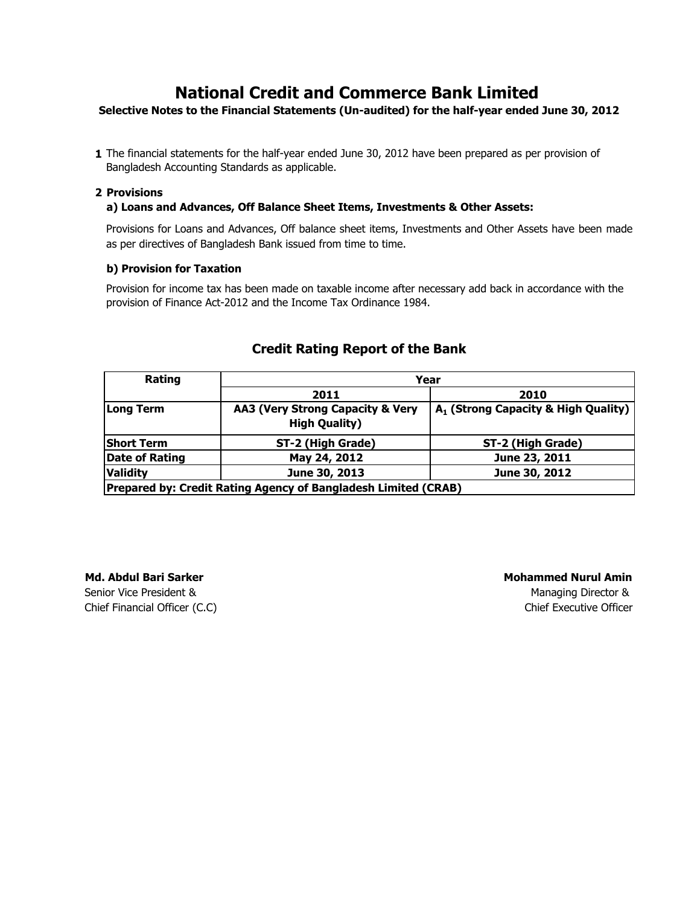# National Credit and Commerce Bank Limited

**Selective Notes to the Financial Statements (Un-audited) for the half-year ended June 30, 2012**

1. The financial statements for the half-year ended June 30, 2012 have been prepared as per provision of Bangladesh Accounting Standards as applicable.

2. **Provisions**

   **a) Loans and Advances, Off Balance Sheet Items, Investments & Other Assets:**

   Provisions for Loans and Advances, Off balance sheet items, Investments and Other Assets have been made as per directives of Bangladesh Bank issued from time to time.

   **b) Provision for Taxation**

   Provision for income tax has been made on taxable income after necessary add back in accordance with the provision of Finance Act-2012 and the Income Tax Ordinance 1984.

## Credit Rating Report of the Bank

| Rating | Year | |
|---|---|---|
| | **2011** | **2010** |
| **Long Term** | **AA3 (Very Strong Capacity & Very High Quality)** | **$A_1$ (Strong Capacity & High Quality)** |
| **Short Term** | **ST-2 (High Grade)** | **ST-2 (High Grade)** |
| **Date of Rating** | **May 24, 2012** | **June 23, 2011** |
| **Validity** | **June 30, 2013** | **June 30, 2012** |
| **Prepared by: Credit Rating Agency of Bangladesh Limited (CRAB)** | | |

**Md. Abdul Bari Sarker**
Senior Vice President &
Chief Financial Officer (C.C)

**Mohammed Nurul Amin**
Managing Director &
Chief Executive Officer